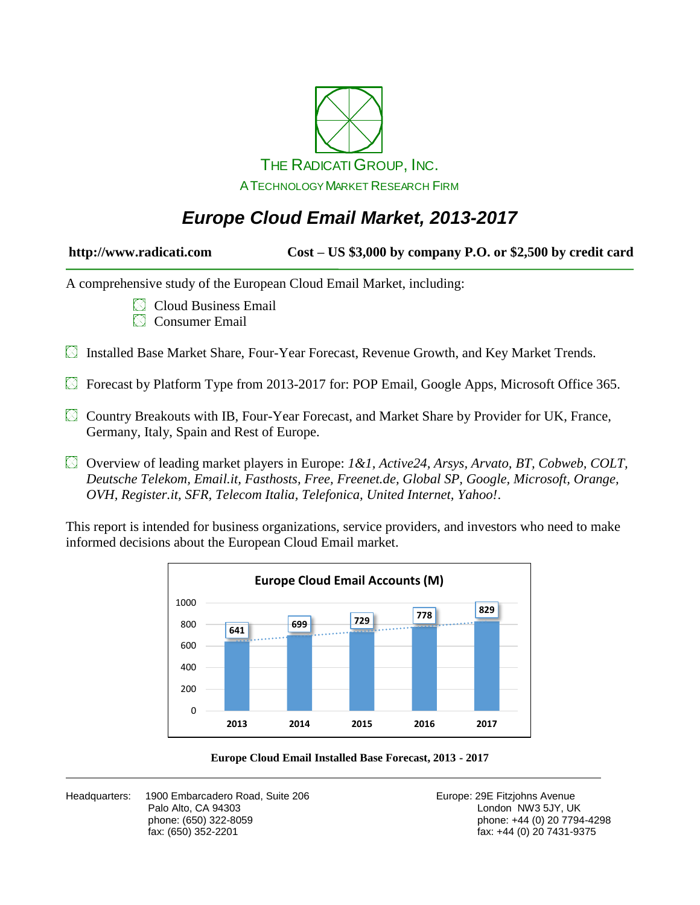THE RADICATI GROUP, INC.

A TECHNOLOGY MARKET RESEARCH FIRM

# *Europe Cloud Email Market, 2013-2017*

**http://www.radicati.com** **Cost – US $3,000 by company P.O. or $2,500 by credit card**

A comprehensive study of the European Cloud Email Market, including:

- Cloud Business Email
- Consumer Email

- Installed Base Market Share, Four-Year Forecast, Revenue Growth, and Key Market Trends.
- Forecast by Platform Type from 2013-2017 for: POP Email, Google Apps, Microsoft Office 365.
- Country Breakouts with IB, Four-Year Forecast, and Market Share by Provider for UK, France, Germany, Italy, Spain and Rest of Europe.
- Overview of leading market players in Europe: *1&1, Active24, Arsys, Arvato, BT, Cobweb, COLT, Deutsche Telekom, Email.it, Fasthosts, Free, Freenet.de, Global SP, Google, Microsoft, Orange, OVH, Register.it, SFR, Telecom Italia, Telefonica, United Internet, Yahoo!*.

This report is intended for business organizations, service providers, and investors who need to make informed decisions about the European Cloud Email market.

Europe Cloud Email Accounts (M)

1000
800
600
400
200
0

641
699
729
778
829

2013
2014
2015
2016
2017

**Europe Cloud Email Installed Base Forecast, 2013 - 2017**

Headquarters: 1900 Embarcadero Road, Suite 206
Palo Alto, CA 94303
phone: (650) 322-8059
fax: (650) 352-2201

Europe: 29E Fitzjohns Avenue
London NW3 5JY, UK
phone: +44 (0) 20 7794-4298
fax: +44 (0) 20 7431-9375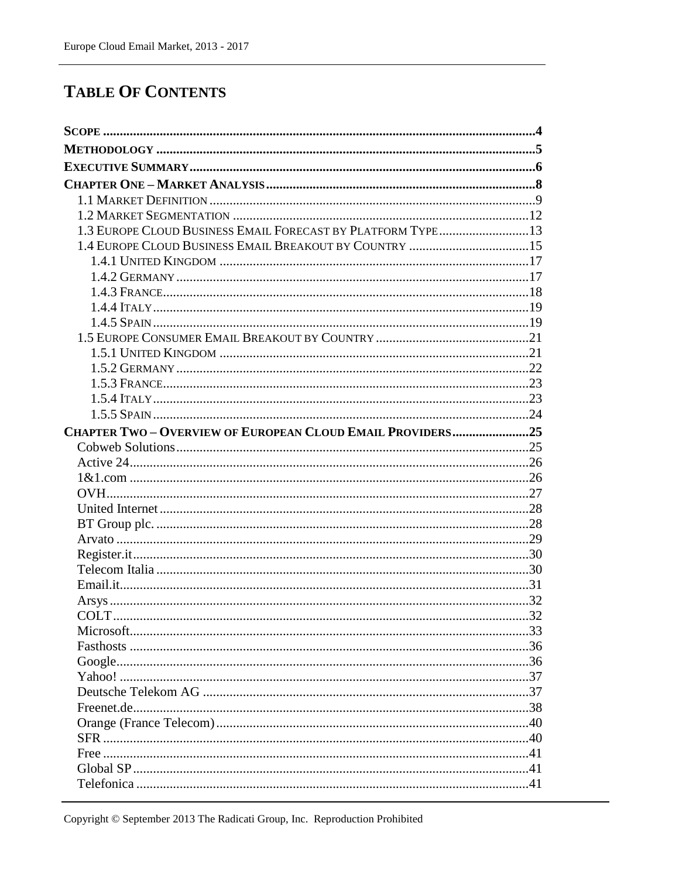# TABLE OF CONTENTS

SCOPE ....................................................................................................................4

METHODOLOGY ........................................................................................................5

EXECUTIVE SUMMARY ...............................................................................................6

CHAPTER ONE – MARKET ANALYSIS ..........................................................................8

- 1.1 MARKET DEFINITION .......................................................................................9
- 1.2 MARKET SEGMENTATION ...............................................................................12
- 1.3 EUROPE CLOUD BUSINESS EMAIL FORECAST BY PLATFORM TYPE ........................13
- 1.4 EUROPE CLOUD BUSINESS EMAIL BREAKOUT BY COUNTRY .................................15
  - 1.4.1 UNITED KINGDOM ...................................................................................17
  - 1.4.2 GERMANY ..............................................................................................17
  - 1.4.3 FRANCE .................................................................................................18
  - 1.4.4 ITALY ....................................................................................................19
  - 1.4.5 SPAIN ....................................................................................................19
- 1.5 EUROPE CONSUMER EMAIL BREAKOUT BY COUNTRY ...........................................21
  - 1.5.1 UNITED KINGDOM ...................................................................................21
  - 1.5.2 GERMANY ..............................................................................................22
  - 1.5.3 FRANCE .................................................................................................23
  - 1.5.4 ITALY ....................................................................................................23
  - 1.5.5 SPAIN ....................................................................................................24

CHAPTER TWO – OVERVIEW OF EUROPEAN CLOUD EMAIL PROVIDERS ........................25

- Cobweb Solutions ................................................................................................25
- Active 24 ............................................................................................................26
- 1&1.com .............................................................................................................26
- OVH ...................................................................................................................27
- United Internet ....................................................................................................28
- BT Group plc. ......................................................................................................28
- Arvato ................................................................................................................29
- Register.it ...........................................................................................................30
- Telecom Italia ......................................................................................................30
- Email.it ..............................................................................................................31
- Arsys .................................................................................................................32
- COLT .................................................................................................................32
- Microsoft ............................................................................................................33
- Fasthosts ............................................................................................................36
- Google ...............................................................................................................36
- Yahoo! ...............................................................................................................37
- Deutsche Telekom AG ...........................................................................................37
- Freenet.de ..........................................................................................................38
- Orange (France Telecom) .......................................................................................40
- SFR ...................................................................................................................40
- Free ...................................................................................................................41
- Global SP ...........................................................................................................41
- Telefonica ...........................................................................................................41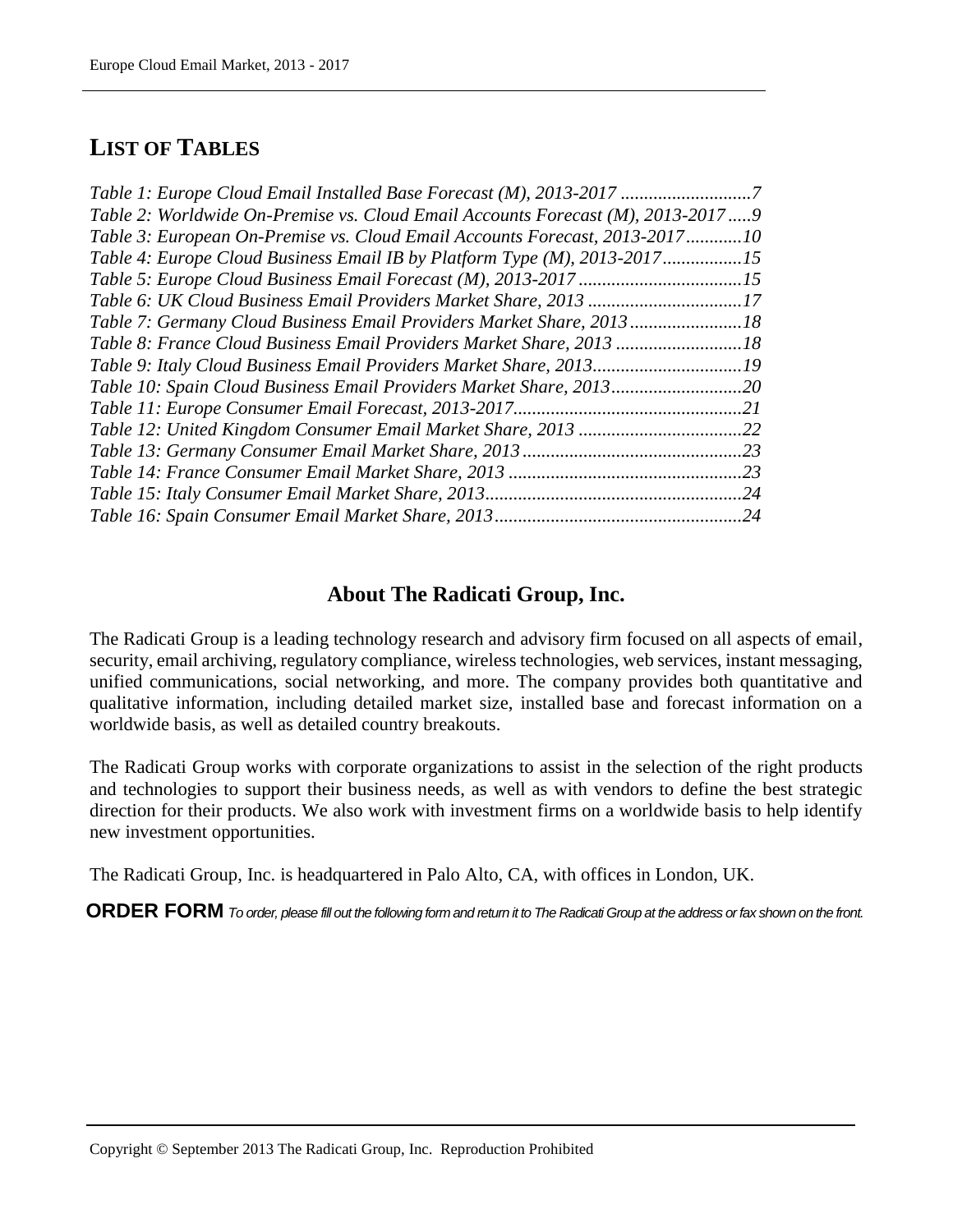## LIST OF TABLES

*Table 1: Europe Cloud Email Installed Base Forecast (M), 2013-2017 ............................7*
*Table 2: Worldwide On-Premise vs. Cloud Email Accounts Forecast (M), 2013-2017.....9*
*Table 3: European On-Premise vs. Cloud Email Accounts Forecast, 2013-2017............10*
*Table 4: Europe Cloud Business Email IB by Platform Type (M), 2013-2017.................15*
*Table 5: Europe Cloud Business Email Forecast (M), 2013-2017...................................15*
*Table 6: UK Cloud Business Email Providers Market Share, 2013 .................................17*
*Table 7: Germany Cloud Business Email Providers Market Share, 2013........................18*
*Table 8: France Cloud Business Email Providers Market Share, 2013 ...........................18*
*Table 9: Italy Cloud Business Email Providers Market Share, 2013................................19*
*Table 10: Spain Cloud Business Email Providers Market Share, 2013............................20*
*Table 11: Europe Consumer Email Forecast, 2013-2017.................................................21*
*Table 12: United Kingdom Consumer Email Market Share, 2013 ...................................22*
*Table 13: Germany Consumer Email Market Share, 2013...............................................23*
*Table 14: France Consumer Email Market Share, 2013 ..................................................23*
*Table 15: Italy Consumer Email Market Share, 2013.......................................................24*
*Table 16: Spain Consumer Email Market Share, 2013.....................................................24*

## About The Radicati Group, Inc.

The Radicati Group is a leading technology research and advisory firm focused on all aspects of email, security, email archiving, regulatory compliance, wireless technologies, web services, instant messaging, unified communications, social networking, and more. The company provides both quantitative and qualitative information, including detailed market size, installed base and forecast information on a worldwide basis, as well as detailed country breakouts.

The Radicati Group works with corporate organizations to assist in the selection of the right products and technologies to support their business needs, as well as with vendors to define the best strategic direction for their products. We also work with investment firms on a worldwide basis to help identify new investment opportunities.

The Radicati Group, Inc. is headquartered in Palo Alto, CA, with offices in London, UK.

**ORDER FORM** *To order, please fill out the following form and return it to The Radicati Group at the address or fax shown on the front.*

Copyright © September 2013 The Radicati Group, Inc. Reproduction Prohibited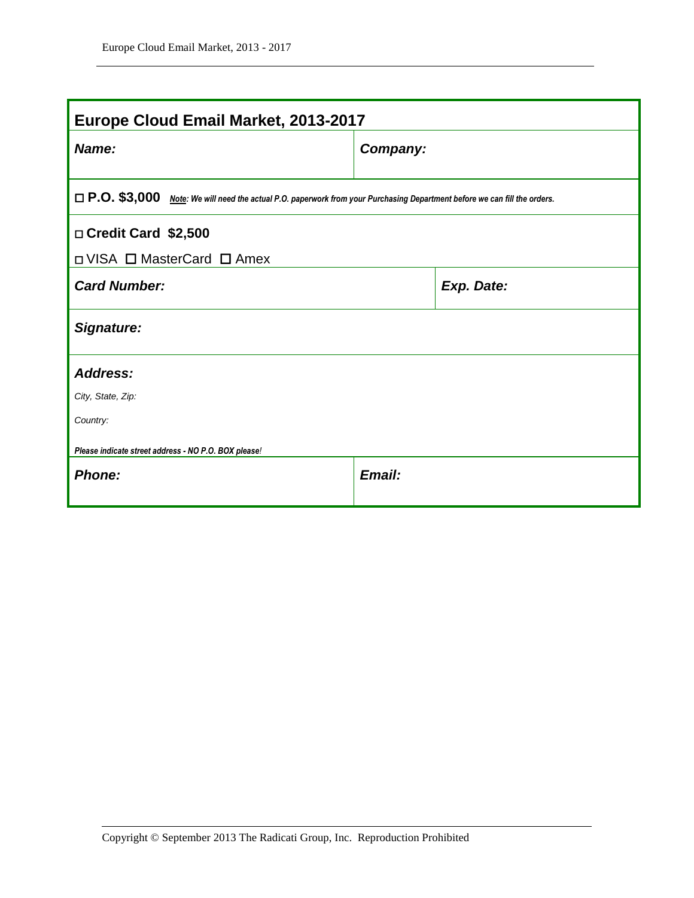## Europe Cloud Email Market, 2013-2017

| | |
|---|---|
| ***Name:*** | ***Company:*** |

☐ **P.O. $3,000** ***Note: We will need the actual P.O. paperwork from your Purchasing Department before we can fill the orders.***

☐ **Credit Card $2,500**

☐ VISA ☐ MasterCard ☐ Amex

| | |
|---|---|
| ***Card Number:*** | ***Exp. Date:*** |

***Signature:***

***Address:***

*City, State, Zip:*

*Country:*

***Please indicate street address - NO P.O. BOX please!***

| | |
|---|---|
| ***Phone:*** | ***Email:*** |